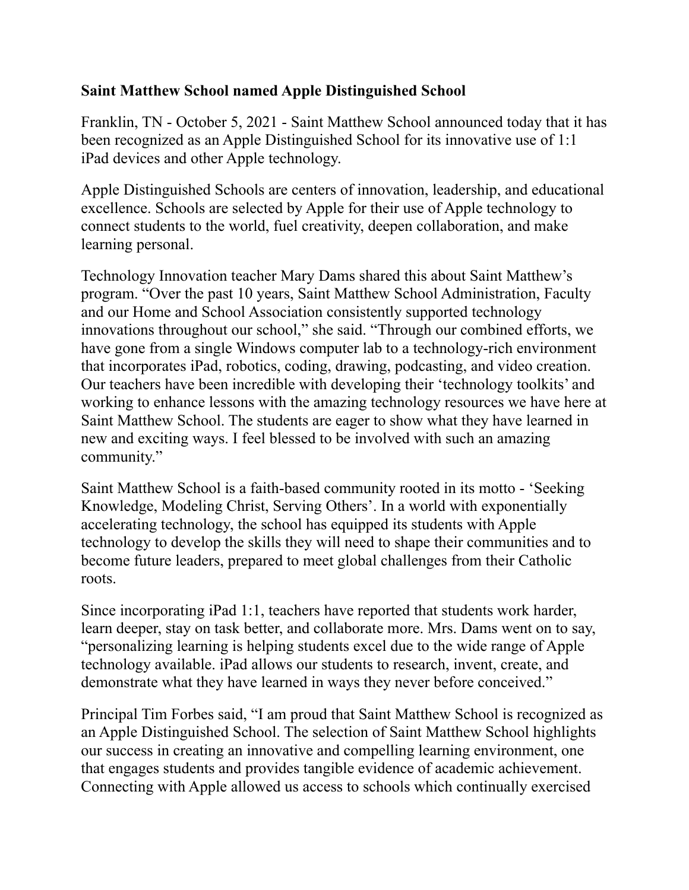**Saint Matthew School named Apple Distinguished School**

Franklin, TN - October 5, 2021 - Saint Matthew School announced today that it has been recognized as an Apple Distinguished School for its innovative use of 1:1 iPad devices and other Apple technology.

Apple Distinguished Schools are centers of innovation, leadership, and educational excellence. Schools are selected by Apple for their use of Apple technology to connect students to the world, fuel creativity, deepen collaboration, and make learning personal.

Technology Innovation teacher Mary Dams shared this about Saint Matthew's program. "Over the past 10 years, Saint Matthew School Administration, Faculty and our Home and School Association consistently supported technology innovations throughout our school," she said. "Through our combined efforts, we have gone from a single Windows computer lab to a technology-rich environment that incorporates iPad, robotics, coding, drawing, podcasting, and video creation. Our teachers have been incredible with developing their 'technology toolkits' and working to enhance lessons with the amazing technology resources we have here at Saint Matthew School. The students are eager to show what they have learned in new and exciting ways. I feel blessed to be involved with such an amazing community."

Saint Matthew School is a faith-based community rooted in its motto - 'Seeking Knowledge, Modeling Christ, Serving Others'. In a world with exponentially accelerating technology, the school has equipped its students with Apple technology to develop the skills they will need to shape their communities and to become future leaders, prepared to meet global challenges from their Catholic roots.

Since incorporating iPad 1:1, teachers have reported that students work harder, learn deeper, stay on task better, and collaborate more. Mrs. Dams went on to say, "personalizing learning is helping students excel due to the wide range of Apple technology available. iPad allows our students to research, invent, create, and demonstrate what they have learned in ways they never before conceived."

Principal Tim Forbes said, "I am proud that Saint Matthew School is recognized as an Apple Distinguished School. The selection of Saint Matthew School highlights our success in creating an innovative and compelling learning environment, one that engages students and provides tangible evidence of academic achievement. Connecting with Apple allowed us access to schools which continually exercised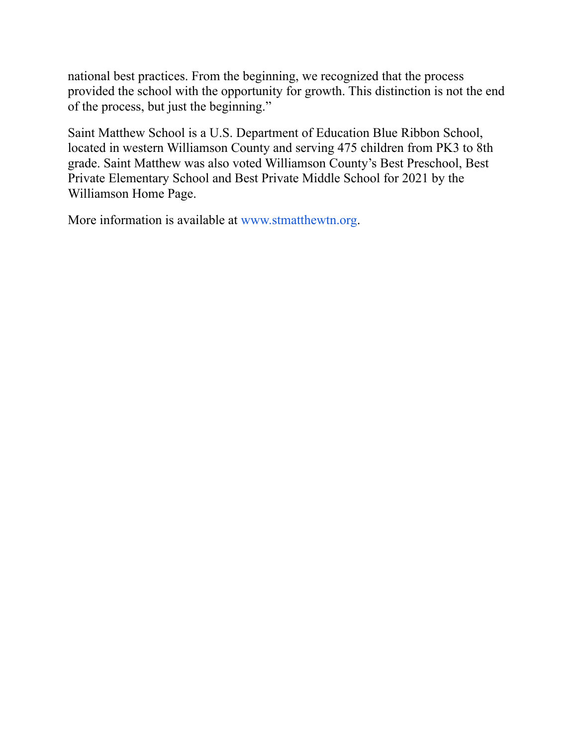national best practices. From the beginning, we recognized that the process provided the school with the opportunity for growth. This distinction is not the end of the process, but just the beginning."

Saint Matthew School is a U.S. Department of Education Blue Ribbon School, located in western Williamson County and serving 475 children from PK3 to 8th grade. Saint Matthew was also voted Williamson County's Best Preschool, Best Private Elementary School and Best Private Middle School for 2021 by the Williamson Home Page.

More information is available at www.stmatthewtn.org.